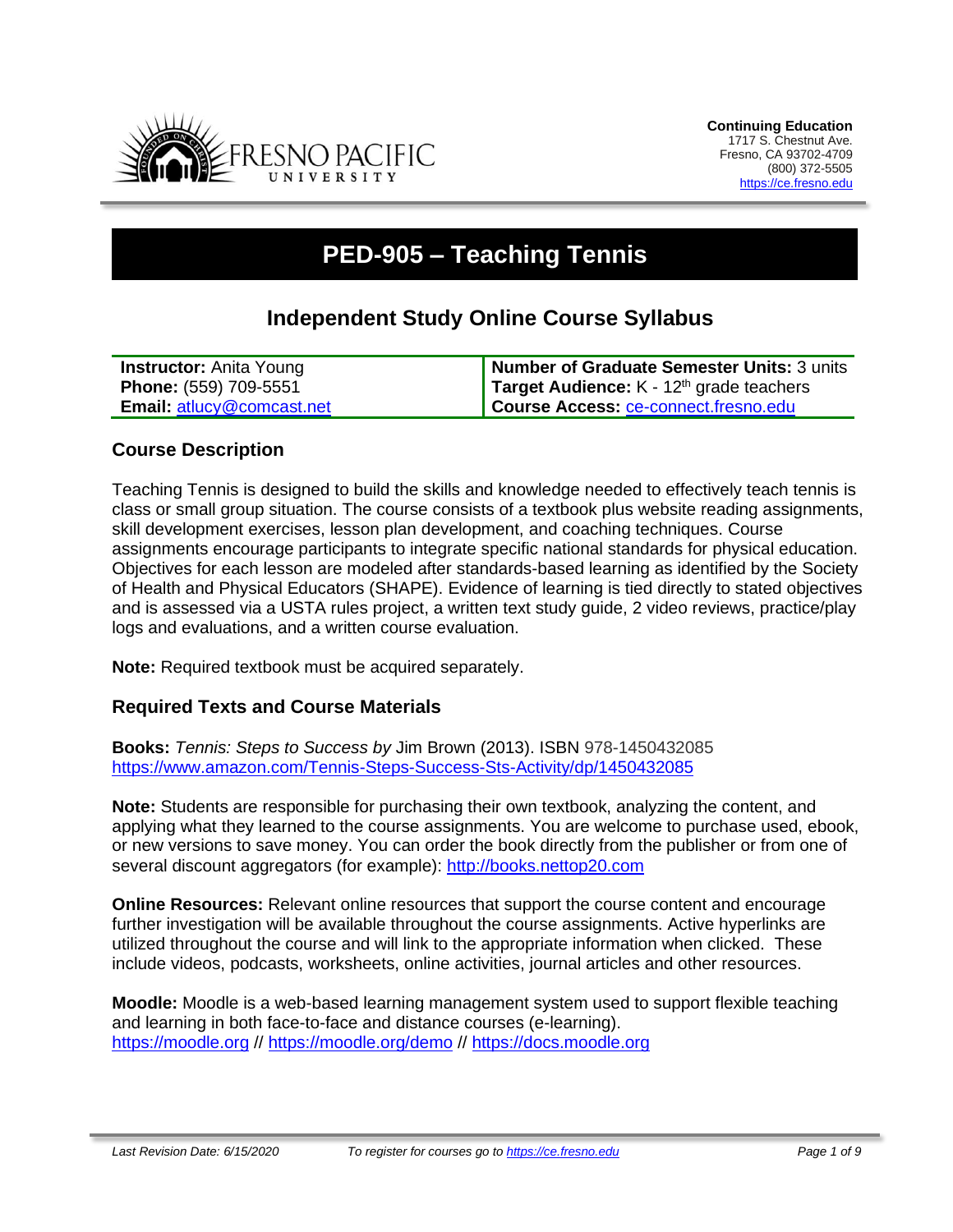**Continuing Education**
1717 S. Chestnut Ave.
Fresno, CA 93702-4709
(800) 372-5505
https://ce.fresno.edu

# PED-905 – Teaching Tennis

## Independent Study Online Course Syllabus

| | |
|---|---|
| **Instructor:** Anita Young | **Number of Graduate Semester Units:** 3 units |
| **Phone:** (559) 709-5551 | **Target Audience:** K - 12th grade teachers |
| **Email:** atlucy@comcast.net | **Course Access:** ce-connect.fresno.edu |

### Course Description

Teaching Tennis is designed to build the skills and knowledge needed to effectively teach tennis is class or small group situation. The course consists of a textbook plus website reading assignments, skill development exercises, lesson plan development, and coaching techniques. Course assignments encourage participants to integrate specific national standards for physical education. Objectives for each lesson are modeled after standards-based learning as identified by the Society of Health and Physical Educators (SHAPE). Evidence of learning is tied directly to stated objectives and is assessed via a USTA rules project, a written text study guide, 2 video reviews, practice/play logs and evaluations, and a written course evaluation.

**Note:** Required textbook must be acquired separately.

### Required Texts and Course Materials

**Books:** *Tennis: Steps to Success by* Jim Brown (2013). ISBN 978-1450432085
https://www.amazon.com/Tennis-Steps-Success-Sts-Activity/dp/1450432085

**Note:** Students are responsible for purchasing their own textbook, analyzing the content, and applying what they learned to the course assignments. You are welcome to purchase used, ebook, or new versions to save money. You can order the book directly from the publisher or from one of several discount aggregators (for example): http://books.nettop20.com

**Online Resources:** Relevant online resources that support the course content and encourage further investigation will be available throughout the course assignments. Active hyperlinks are utilized throughout the course and will link to the appropriate information when clicked. These include videos, podcasts, worksheets, online activities, journal articles and other resources.

**Moodle:** Moodle is a web-based learning management system used to support flexible teaching and learning in both face-to-face and distance courses (e-learning).
https://moodle.org // https://moodle.org/demo // https://docs.moodle.org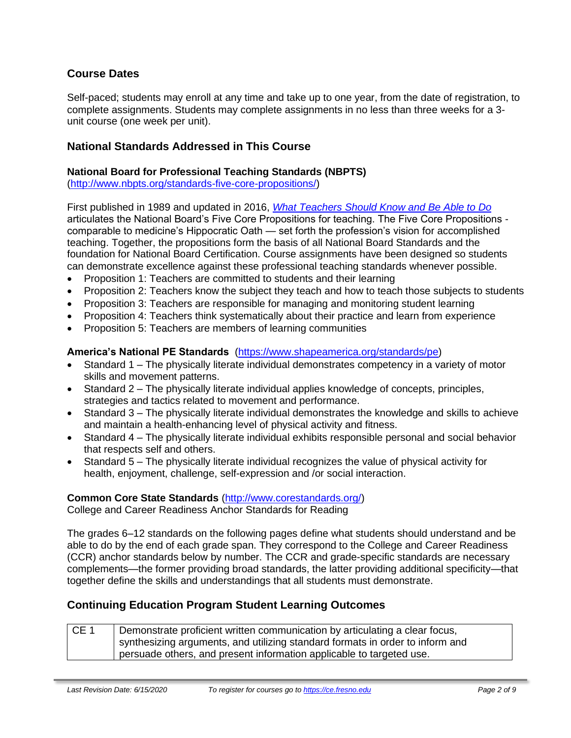## Course Dates

Self-paced; students may enroll at any time and take up to one year, from the date of registration, to complete assignments. Students may complete assignments in no less than three weeks for a 3-unit course (one week per unit).

## National Standards Addressed in This Course

### National Board for Professional Teaching Standards (NBPTS)

(http://www.nbpts.org/standards-five-core-propositions/)

First published in 1989 and updated in 2016, *What Teachers Should Know and Be Able to Do* articulates the National Board's Five Core Propositions for teaching. The Five Core Propositions - comparable to medicine's Hippocratic Oath — set forth the profession's vision for accomplished teaching. Together, the propositions form the basis of all National Board Standards and the foundation for National Board Certification. Course assignments have been designed so students can demonstrate excellence against these professional teaching standards whenever possible.

- Proposition 1: Teachers are committed to students and their learning
- Proposition 2: Teachers know the subject they teach and how to teach those subjects to students
- Proposition 3: Teachers are responsible for managing and monitoring student learning
- Proposition 4: Teachers think systematically about their practice and learn from experience
- Proposition 5: Teachers are members of learning communities

### America's National PE Standards (https://www.shapeamerica.org/standards/pe)

- Standard 1 – The physically literate individual demonstrates competency in a variety of motor skills and movement patterns.
- Standard 2 – The physically literate individual applies knowledge of concepts, principles, strategies and tactics related to movement and performance.
- Standard 3 – The physically literate individual demonstrates the knowledge and skills to achieve and maintain a health-enhancing level of physical activity and fitness.
- Standard 4 – The physically literate individual exhibits responsible personal and social behavior that respects self and others.
- Standard 5 – The physically literate individual recognizes the value of physical activity for health, enjoyment, challenge, self-expression and /or social interaction.

**Common Core State Standards** (http://www.corestandards.org/)
College and Career Readiness Anchor Standards for Reading

The grades 6–12 standards on the following pages define what students should understand and be able to do by the end of each grade span. They correspond to the College and Career Readiness (CCR) anchor standards below by number. The CCR and grade-specific standards are necessary complements—the former providing broad standards, the latter providing additional specificity—that together define the skills and understandings that all students must demonstrate.

## Continuing Education Program Student Learning Outcomes

| | |
|---|---|
| CE 1 | Demonstrate proficient written communication by articulating a clear focus, synthesizing arguments, and utilizing standard formats in order to inform and persuade others, and present information applicable to targeted use. |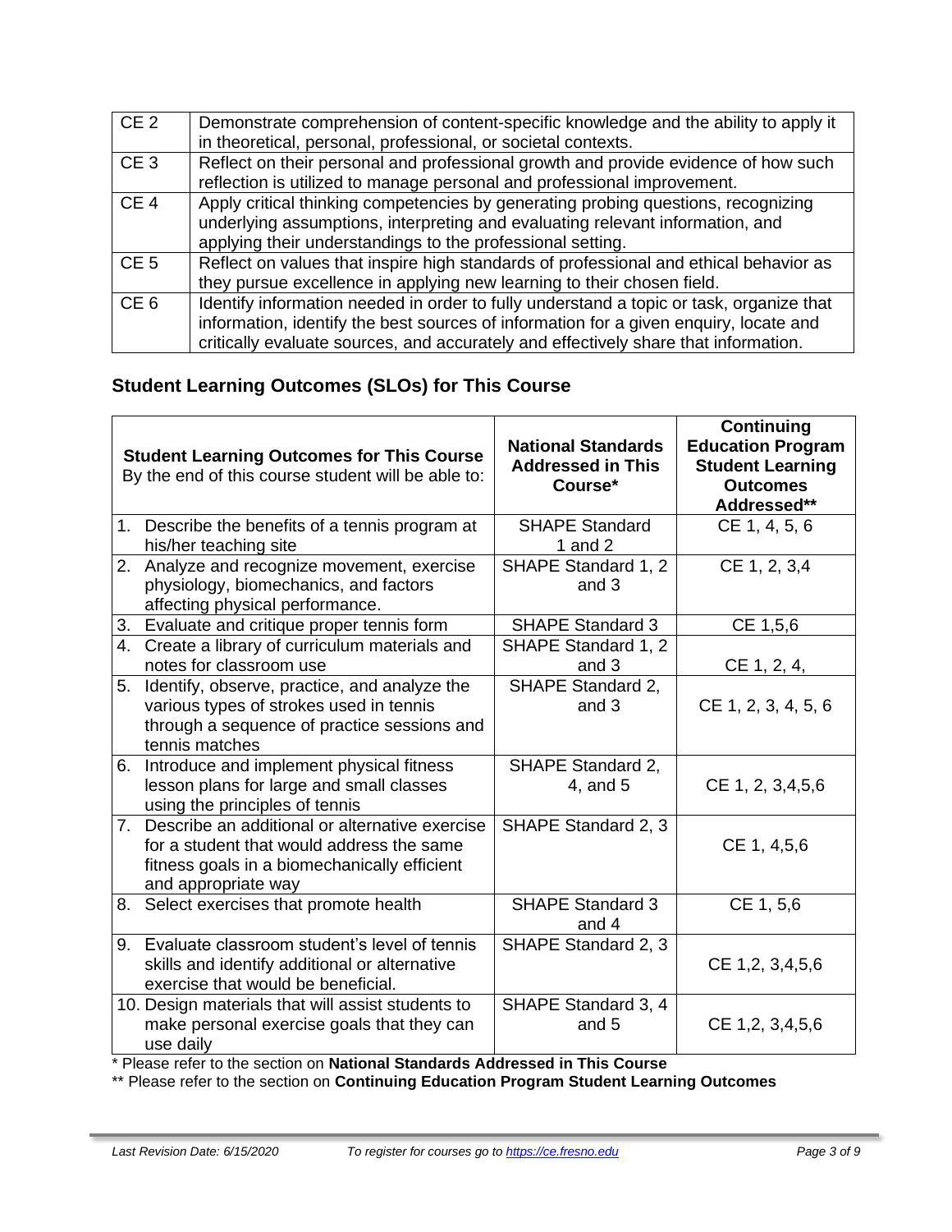| | |
|---|---|
| CE 2 | Demonstrate comprehension of content-specific knowledge and the ability to apply it in theoretical, personal, professional, or societal contexts. |
| CE 3 | Reflect on their personal and professional growth and provide evidence of how such reflection is utilized to manage personal and professional improvement. |
| CE 4 | Apply critical thinking competencies by generating probing questions, recognizing underlying assumptions, interpreting and evaluating relevant information, and applying their understandings to the professional setting. |
| CE 5 | Reflect on values that inspire high standards of professional and ethical behavior as they pursue excellence in applying new learning to their chosen field. |
| CE 6 | Identify information needed in order to fully understand a topic or task, organize that information, identify the best sources of information for a given enquiry, locate and critically evaluate sources, and accurately and effectively share that information. |

## Student Learning Outcomes (SLOs) for This Course

| **Student Learning Outcomes for This Course** By the end of this course student will be able to: | **National Standards Addressed in This Course*** | **Continuing Education Program Student Learning Outcomes Addressed**** |
|---|---|---|
| 1. Describe the benefits of a tennis program at his/her teaching site | SHAPE Standard 1 and 2 | CE 1, 4, 5, 6 |
| 2. Analyze and recognize movement, exercise physiology, biomechanics, and factors affecting physical performance. | SHAPE Standard 1, 2 and 3 | CE 1, 2, 3,4 |
| 3. Evaluate and critique proper tennis form | SHAPE Standard 3 | CE 1,5,6 |
| 4. Create a library of curriculum materials and notes for classroom use | SHAPE Standard 1, 2 and 3 | CE 1, 2, 4, |
| 5. Identify, observe, practice, and analyze the various types of strokes used in tennis through a sequence of practice sessions and tennis matches | SHAPE Standard 2, and 3 | CE 1, 2, 3, 4, 5, 6 |
| 6. Introduce and implement physical fitness lesson plans for large and small classes using the principles of tennis | SHAPE Standard 2, 4, and 5 | CE 1, 2, 3,4,5,6 |
| 7. Describe an additional or alternative exercise for a student that would address the same fitness goals in a biomechanically efficient and appropriate way | SHAPE Standard 2, 3 | CE 1, 4,5,6 |
| 8. Select exercises that promote health | SHAPE Standard 3 and 4 | CE 1, 5,6 |
| 9. Evaluate classroom student's level of tennis skills and identify additional or alternative exercise that would be beneficial. | SHAPE Standard 2, 3 | CE 1,2, 3,4,5,6 |
| 10. Design materials that will assist students to make personal exercise goals that they can use daily | SHAPE Standard 3, 4 and 5 | CE 1,2, 3,4,5,6 |

\* Please refer to the section on **National Standards Addressed in This Course**

\*\* Please refer to the section on **Continuing Education Program Student Learning Outcomes**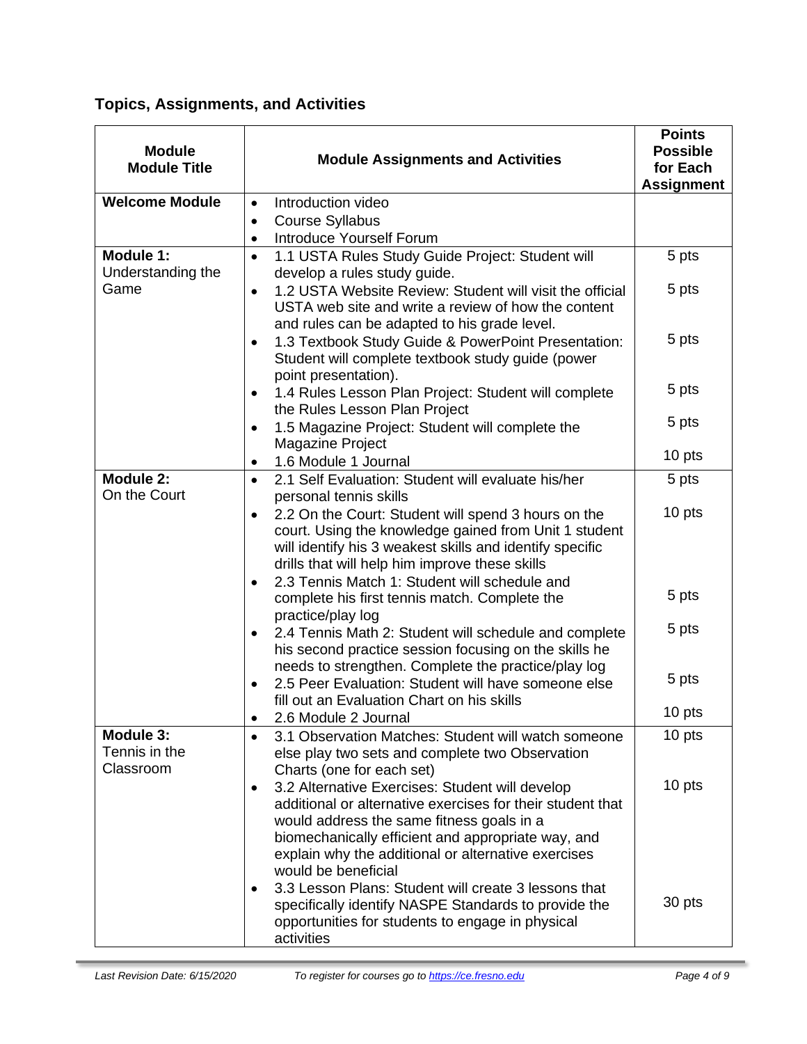## Topics, Assignments, and Activities

| Module<br>Module Title | Module Assignments and Activities | Points Possible for Each Assignment |
|---|---|---|
| **Welcome Module** | • Introduction video<br>• Course Syllabus<br>• Introduce Yourself Forum | |
| **Module 1:**<br>Understanding the Game | • 1.1 USTA Rules Study Guide Project: Student will develop a rules study guide.<br>• 1.2 USTA Website Review: Student will visit the official USTA web site and write a review of how the content and rules can be adapted to his grade level.<br>• 1.3 Textbook Study Guide & PowerPoint Presentation: Student will complete textbook study guide (power point presentation).<br>• 1.4 Rules Lesson Plan Project: Student will complete the Rules Lesson Plan Project<br>• 1.5 Magazine Project: Student will complete the Magazine Project<br>• 1.6 Module 1 Journal | 5 pts<br>5 pts<br>5 pts<br>5 pts<br>5 pts<br>10 pts |
| **Module 2:**<br>On the Court | • 2.1 Self Evaluation: Student will evaluate his/her personal tennis skills<br>• 2.2 On the Court: Student will spend 3 hours on the court. Using the knowledge gained from Unit 1 student will identify his 3 weakest skills and identify specific drills that will help him improve these skills<br>• 2.3 Tennis Match 1: Student will schedule and complete his first tennis match. Complete the practice/play log<br>• 2.4 Tennis Math 2: Student will schedule and complete his second practice session focusing on the skills he needs to strengthen. Complete the practice/play log<br>• 2.5 Peer Evaluation: Student will have someone else fill out an Evaluation Chart on his skills<br>• 2.6 Module 2 Journal | 5 pts<br>10 pts<br>5 pts<br>5 pts<br>5 pts<br>10 pts |
| **Module 3:**<br>Tennis in the Classroom | • 3.1 Observation Matches: Student will watch someone else play two sets and complete two Observation Charts (one for each set)<br>• 3.2 Alternative Exercises: Student will develop additional or alternative exercises for their student that would address the same fitness goals in a biomechanically efficient and appropriate way, and explain why the additional or alternative exercises would be beneficial<br>• 3.3 Lesson Plans: Student will create 3 lessons that specifically identify NASPE Standards to provide the opportunities for students to engage in physical activities | 10 pts<br>10 pts<br>30 pts |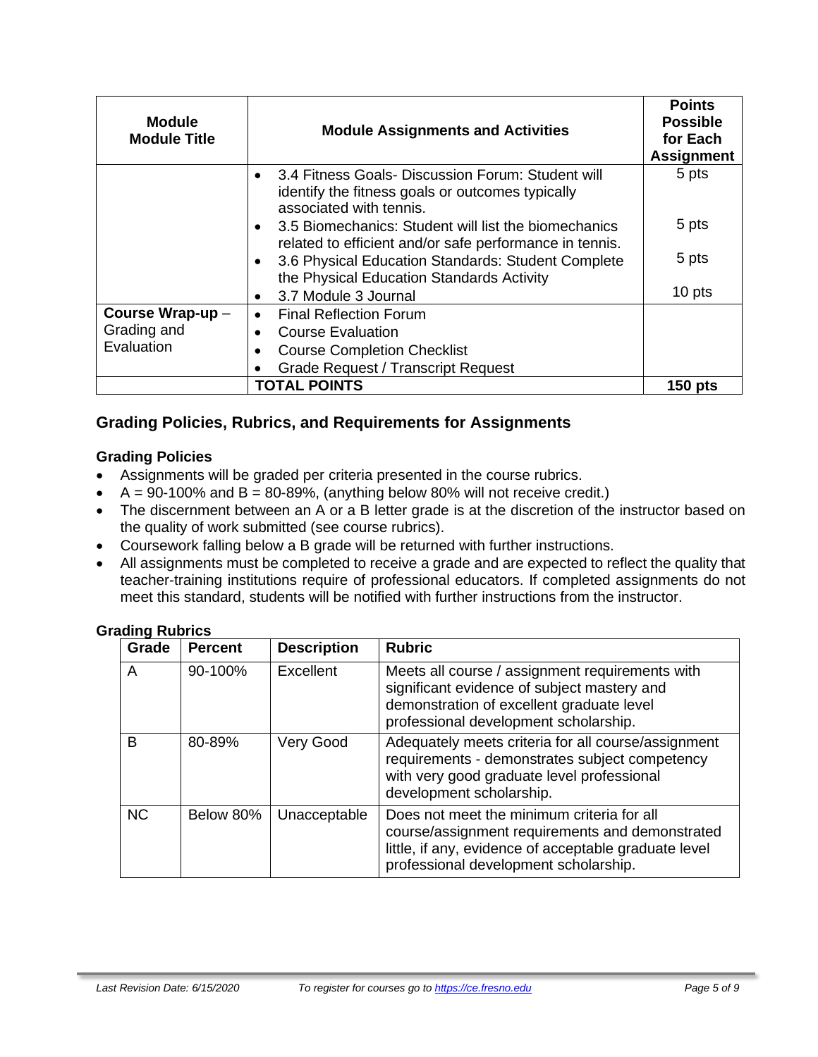| Module<br>Module Title | Module Assignments and Activities | Points Possible for Each Assignment |
|---|---|---|
| | • 3.4 Fitness Goals- Discussion Forum: Student will identify the fitness goals or outcomes typically associated with tennis.<br>• 3.5 Biomechanics: Student will list the biomechanics related to efficient and/or safe performance in tennis.<br>• 3.6 Physical Education Standards: Student Complete the Physical Education Standards Activity<br>• 3.7 Module 3 Journal | 5 pts<br><br>5 pts<br><br>5 pts<br><br>10 pts |
| **Course Wrap-up** – Grading and Evaluation | • Final Reflection Forum<br>• Course Evaluation<br>• Course Completion Checklist<br>• Grade Request / Transcript Request | |
| | **TOTAL POINTS** | **150 pts** |

## Grading Policies, Rubrics, and Requirements for Assignments

### Grading Policies

- Assignments will be graded per criteria presented in the course rubrics.
- A = 90-100% and B = 80-89%, (anything below 80% will not receive credit.)
- The discernment between an A or a B letter grade is at the discretion of the instructor based on the quality of work submitted (see course rubrics).
- Coursework falling below a B grade will be returned with further instructions.
- All assignments must be completed to receive a grade and are expected to reflect the quality that teacher-training institutions require of professional educators. If completed assignments do not meet this standard, students will be notified with further instructions from the instructor.

### Grading Rubrics

| Grade | Percent | Description | Rubric |
|---|---|---|---|
| A | 90-100% | Excellent | Meets all course / assignment requirements with significant evidence of subject mastery and demonstration of excellent graduate level professional development scholarship. |
| B | 80-89% | Very Good | Adequately meets criteria for all course/assignment requirements - demonstrates subject competency with very good graduate level professional development scholarship. |
| NC | Below 80% | Unacceptable | Does not meet the minimum criteria for all course/assignment requirements and demonstrated little, if any, evidence of acceptable graduate level professional development scholarship. |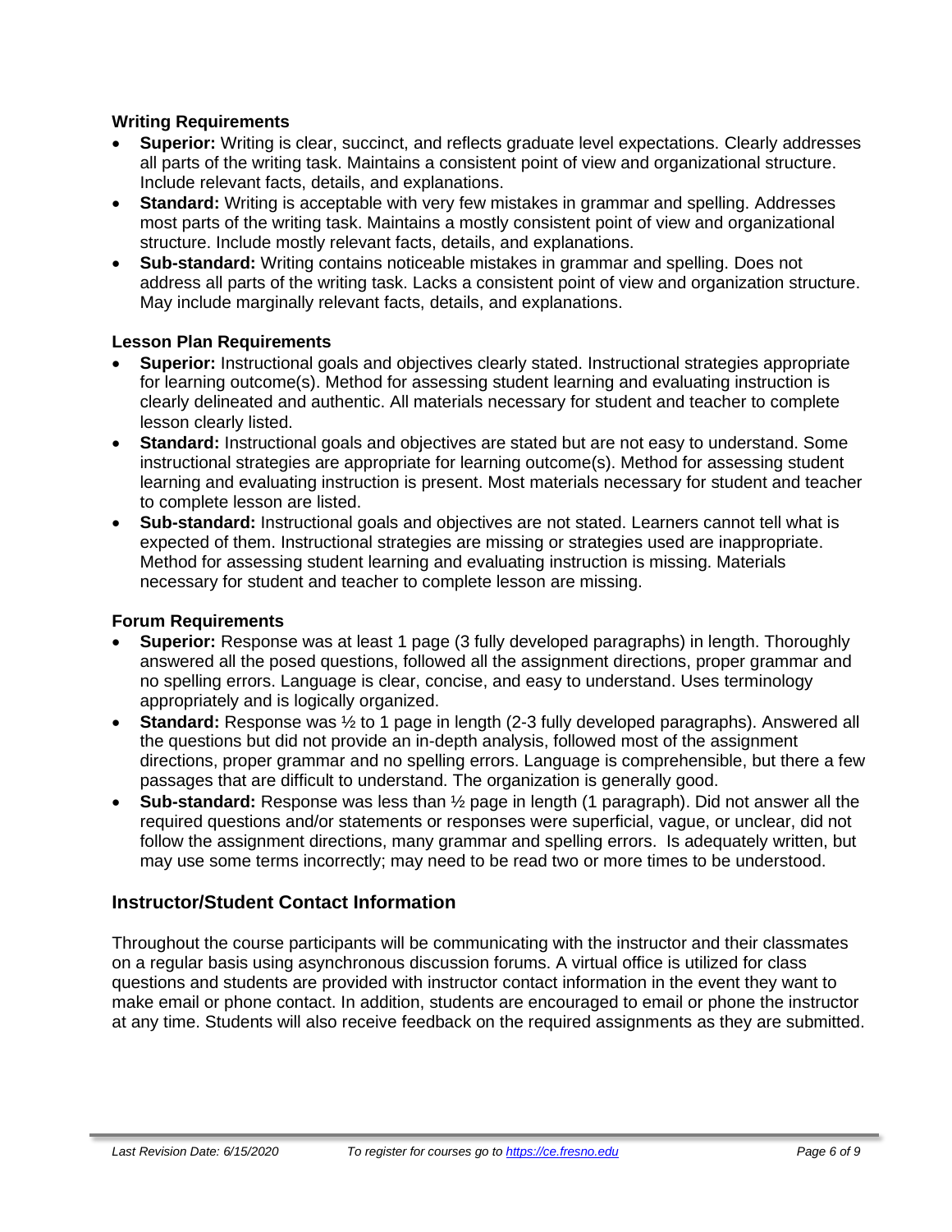**Writing Requirements**

- **Superior:** Writing is clear, succinct, and reflects graduate level expectations. Clearly addresses all parts of the writing task. Maintains a consistent point of view and organizational structure. Include relevant facts, details, and explanations.
- **Standard:** Writing is acceptable with very few mistakes in grammar and spelling. Addresses most parts of the writing task. Maintains a mostly consistent point of view and organizational structure. Include mostly relevant facts, details, and explanations.
- **Sub-standard:** Writing contains noticeable mistakes in grammar and spelling. Does not address all parts of the writing task. Lacks a consistent point of view and organization structure. May include marginally relevant facts, details, and explanations.

**Lesson Plan Requirements**

- **Superior:** Instructional goals and objectives clearly stated. Instructional strategies appropriate for learning outcome(s). Method for assessing student learning and evaluating instruction is clearly delineated and authentic. All materials necessary for student and teacher to complete lesson clearly listed.
- **Standard:** Instructional goals and objectives are stated but are not easy to understand. Some instructional strategies are appropriate for learning outcome(s). Method for assessing student learning and evaluating instruction is present. Most materials necessary for student and teacher to complete lesson are listed.
- **Sub-standard:** Instructional goals and objectives are not stated. Learners cannot tell what is expected of them. Instructional strategies are missing or strategies used are inappropriate. Method for assessing student learning and evaluating instruction is missing. Materials necessary for student and teacher to complete lesson are missing.

**Forum Requirements**

- **Superior:** Response was at least 1 page (3 fully developed paragraphs) in length. Thoroughly answered all the posed questions, followed all the assignment directions, proper grammar and no spelling errors. Language is clear, concise, and easy to understand. Uses terminology appropriately and is logically organized.
- **Standard:** Response was ½ to 1 page in length (2-3 fully developed paragraphs). Answered all the questions but did not provide an in-depth analysis, followed most of the assignment directions, proper grammar and no spelling errors. Language is comprehensible, but there a few passages that are difficult to understand. The organization is generally good.
- **Sub-standard:** Response was less than ½ page in length (1 paragraph). Did not answer all the required questions and/or statements or responses were superficial, vague, or unclear, did not follow the assignment directions, many grammar and spelling errors. Is adequately written, but may use some terms incorrectly; may need to be read two or more times to be understood.

## Instructor/Student Contact Information

Throughout the course participants will be communicating with the instructor and their classmates on a regular basis using asynchronous discussion forums. A virtual office is utilized for class questions and students are provided with instructor contact information in the event they want to make email or phone contact. In addition, students are encouraged to email or phone the instructor at any time. Students will also receive feedback on the required assignments as they are submitted.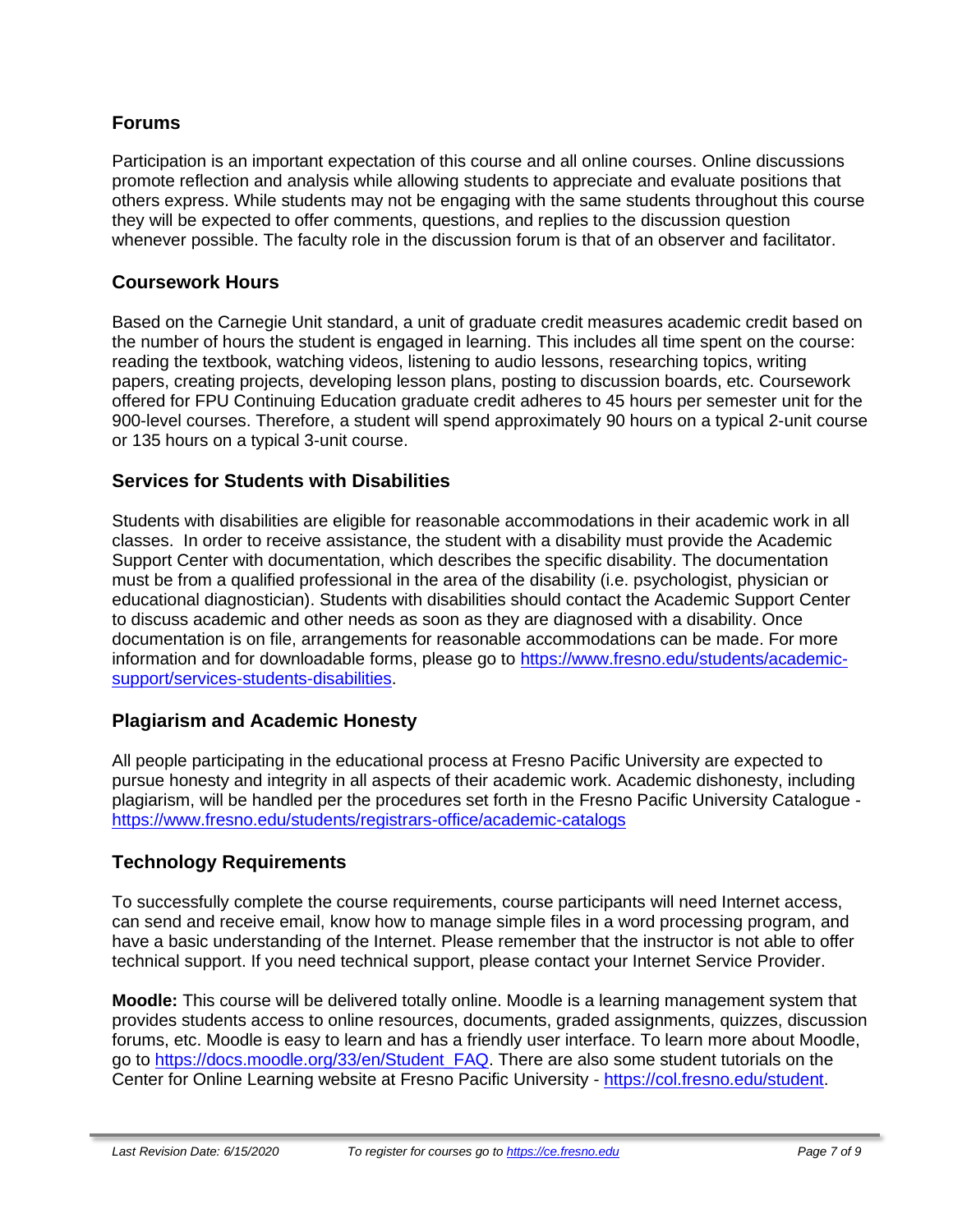## Forums

Participation is an important expectation of this course and all online courses. Online discussions promote reflection and analysis while allowing students to appreciate and evaluate positions that others express. While students may not be engaging with the same students throughout this course they will be expected to offer comments, questions, and replies to the discussion question whenever possible. The faculty role in the discussion forum is that of an observer and facilitator.

## Coursework Hours

Based on the Carnegie Unit standard, a unit of graduate credit measures academic credit based on the number of hours the student is engaged in learning. This includes all time spent on the course: reading the textbook, watching videos, listening to audio lessons, researching topics, writing papers, creating projects, developing lesson plans, posting to discussion boards, etc. Coursework offered for FPU Continuing Education graduate credit adheres to 45 hours per semester unit for the 900-level courses. Therefore, a student will spend approximately 90 hours on a typical 2-unit course or 135 hours on a typical 3-unit course.

## Services for Students with Disabilities

Students with disabilities are eligible for reasonable accommodations in their academic work in all classes. In order to receive assistance, the student with a disability must provide the Academic Support Center with documentation, which describes the specific disability. The documentation must be from a qualified professional in the area of the disability (i.e. psychologist, physician or educational diagnostician). Students with disabilities should contact the Academic Support Center to discuss academic and other needs as soon as they are diagnosed with a disability. Once documentation is on file, arrangements for reasonable accommodations can be made. For more information and for downloadable forms, please go to [https://www.fresno.edu/students/academic-support/services-students-disabilities](https://www.fresno.edu/students/academic-support/services-students-disabilities).

## Plagiarism and Academic Honesty

All people participating in the educational process at Fresno Pacific University are expected to pursue honesty and integrity in all aspects of their academic work. Academic dishonesty, including plagiarism, will be handled per the procedures set forth in the Fresno Pacific University Catalogue - [https://www.fresno.edu/students/registrars-office/academic-catalogs](https://www.fresno.edu/students/registrars-office/academic-catalogs)

## Technology Requirements

To successfully complete the course requirements, course participants will need Internet access, can send and receive email, know how to manage simple files in a word processing program, and have a basic understanding of the Internet. Please remember that the instructor is not able to offer technical support. If you need technical support, please contact your Internet Service Provider.

**Moodle:** This course will be delivered totally online. Moodle is a learning management system that provides students access to online resources, documents, graded assignments, quizzes, discussion forums, etc. Moodle is easy to learn and has a friendly user interface. To learn more about Moodle, go to [https://docs.moodle.org/33/en/Student_FAQ](https://docs.moodle.org/33/en/Student_FAQ). There are also some student tutorials on the Center for Online Learning website at Fresno Pacific University - [https://col.fresno.edu/student](https://col.fresno.edu/student).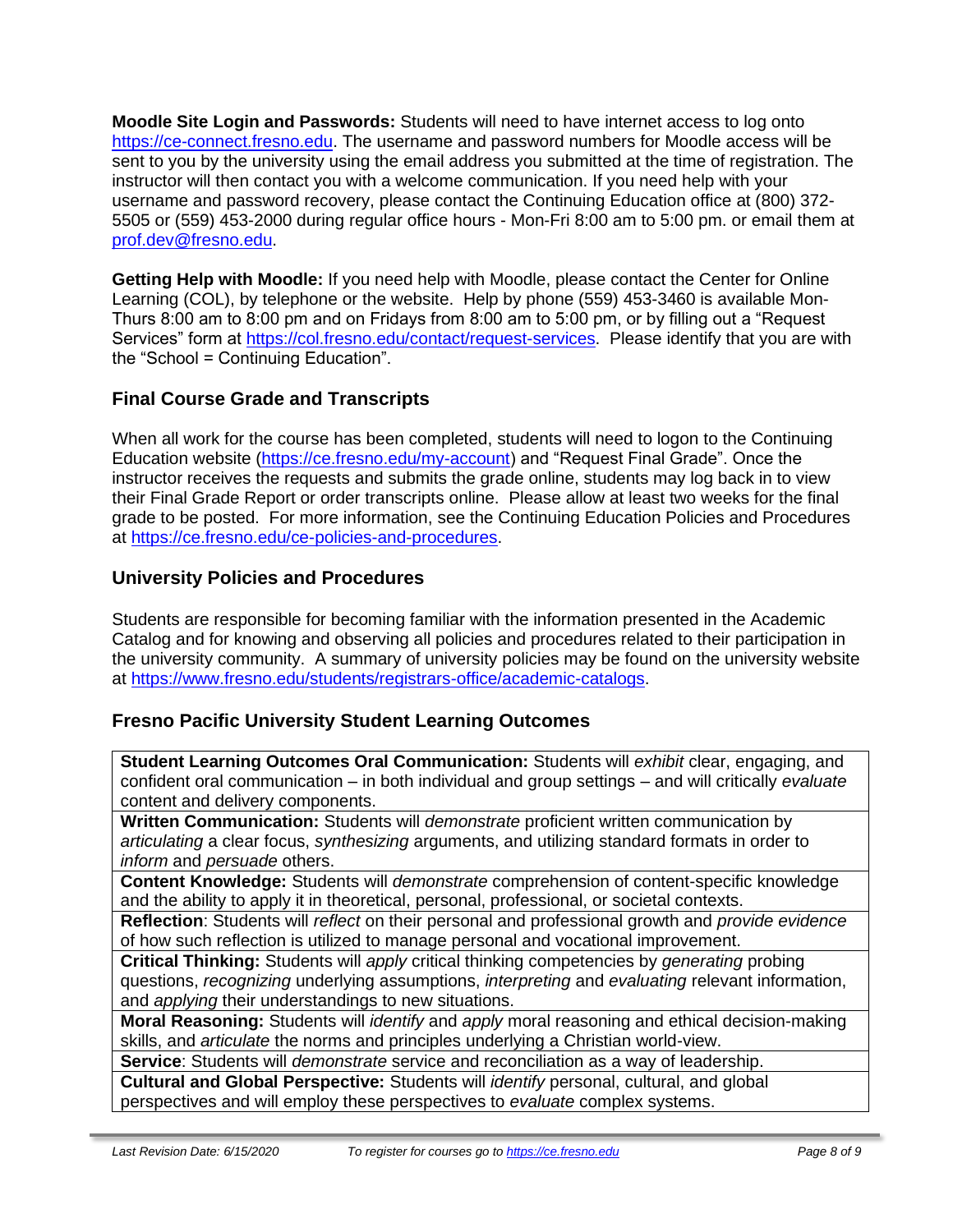**Moodle Site Login and Passwords:** Students will need to have internet access to log onto https://ce-connect.fresno.edu. The username and password numbers for Moodle access will be sent to you by the university using the email address you submitted at the time of registration. The instructor will then contact you with a welcome communication. If you need help with your username and password recovery, please contact the Continuing Education office at (800) 372-5505 or (559) 453-2000 during regular office hours - Mon-Fri 8:00 am to 5:00 pm. or email them at prof.dev@fresno.edu.

**Getting Help with Moodle:** If you need help with Moodle, please contact the Center for Online Learning (COL), by telephone or the website. Help by phone (559) 453-3460 is available Mon-Thurs 8:00 am to 8:00 pm and on Fridays from 8:00 am to 5:00 pm, or by filling out a "Request Services" form at https://col.fresno.edu/contact/request-services. Please identify that you are with the "School = Continuing Education".

## Final Course Grade and Transcripts

When all work for the course has been completed, students will need to logon to the Continuing Education website (https://ce.fresno.edu/my-account) and "Request Final Grade". Once the instructor receives the requests and submits the grade online, students may log back in to view their Final Grade Report or order transcripts online. Please allow at least two weeks for the final grade to be posted. For more information, see the Continuing Education Policies and Procedures at https://ce.fresno.edu/ce-policies-and-procedures.

## University Policies and Procedures

Students are responsible for becoming familiar with the information presented in the Academic Catalog and for knowing and observing all policies and procedures related to their participation in the university community. A summary of university policies may be found on the university website at https://www.fresno.edu/students/registrars-office/academic-catalogs.

## Fresno Pacific University Student Learning Outcomes

| |
|---|
| **Student Learning Outcomes Oral Communication:** Students will *exhibit* clear, engaging, and confident oral communication – in both individual and group settings – and will critically *evaluate* content and delivery components. |
| **Written Communication:** Students will *demonstrate* proficient written communication by *articulating* a clear focus, *synthesizing* arguments, and utilizing standard formats in order to *inform* and *persuade* others. |
| **Content Knowledge:** Students will *demonstrate* comprehension of content-specific knowledge and the ability to apply it in theoretical, personal, professional, or societal contexts. |
| **Reflection**: Students will *reflect* on their personal and professional growth and *provide evidence* of how such reflection is utilized to manage personal and vocational improvement. |
| **Critical Thinking:** Students will *apply* critical thinking competencies by *generating* probing questions, *recognizing* underlying assumptions, *interpreting* and *evaluating* relevant information, and *applying* their understandings to new situations. |
| **Moral Reasoning:** Students will *identify* and *apply* moral reasoning and ethical decision-making skills, and *articulate* the norms and principles underlying a Christian world-view. |
| **Service**: Students will *demonstrate* service and reconciliation as a way of leadership. |
| **Cultural and Global Perspective:** Students will *identify* personal, cultural, and global perspectives and will employ these perspectives to *evaluate* complex systems. |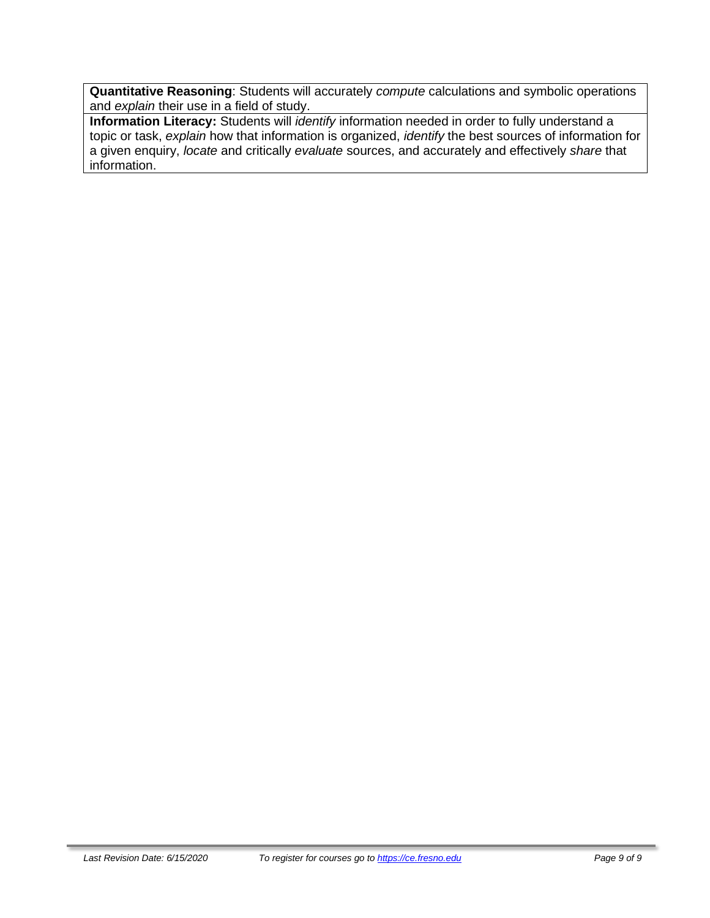| |
|---|
| **Quantitative Reasoning**: Students will accurately *compute* calculations and symbolic operations and *explain* their use in a field of study. |
| **Information Literacy:** Students will *identify* information needed in order to fully understand a topic or task, *explain* how that information is organized, *identify* the best sources of information for a given enquiry, *locate* and critically *evaluate* sources, and accurately and effectively *share* that information. |